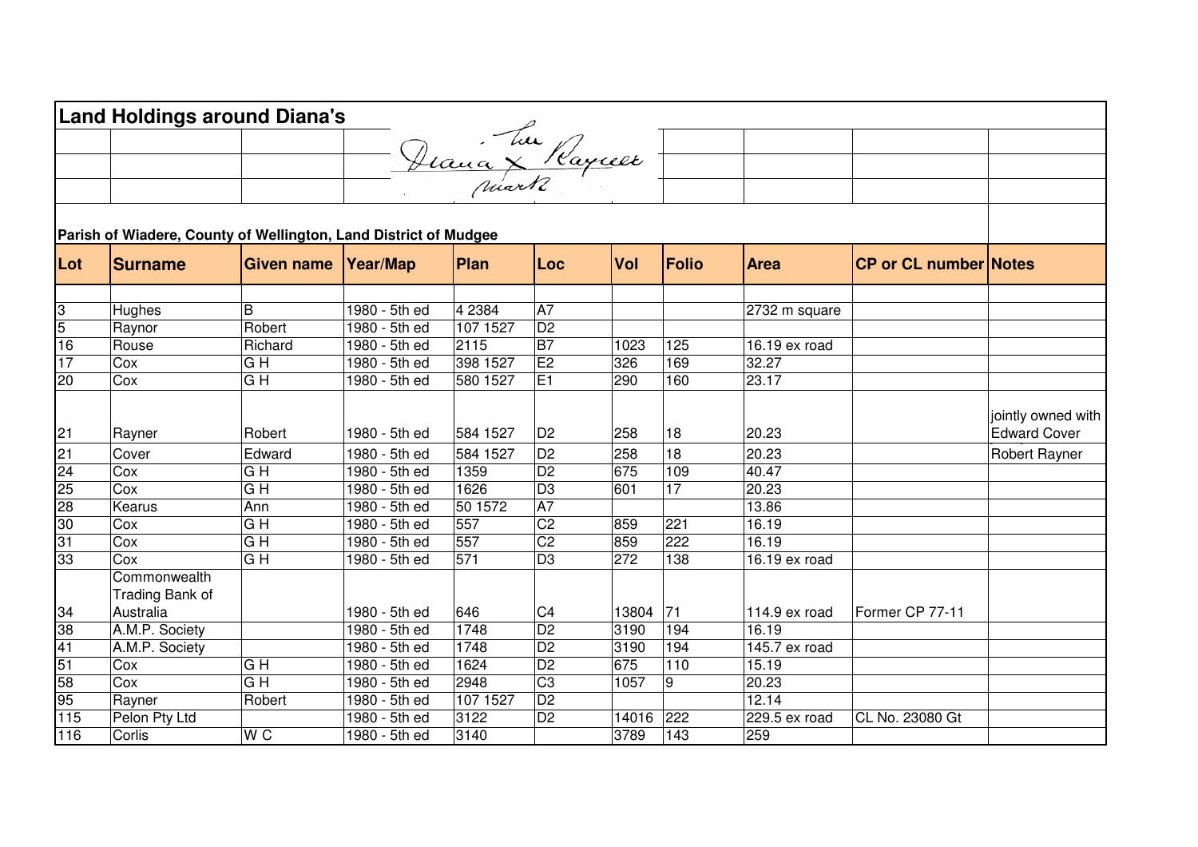## Land Holdings around Diana's

Diana her X mark Rayner

**Parish of Wiadere, County of Wellington, Land District of Mudgee**

| Lot | Surname | Given name | Year/Map | Plan | Loc | Vol | Folio | Area | CP or CL number | Notes |
|---|---|---|---|---|---|---|---|---|---|---|
| 3 | Hughes | B | 1980 - 5th ed | 4 2384 | A7 | | | 2732 m square | | |
| 5 | Raynor | Robert | 1980 - 5th ed | 107 1527 | D2 | | | | | |
| 16 | Rouse | Richard | 1980 - 5th ed | 2115 | B7 | 1023 | 125 | 16.19 ex road | | |
| 17 | Cox | G H | 1980 - 5th ed | 398 1527 | E2 | 326 | 169 | 32.27 | | |
| 20 | Cox | G H | 1980 - 5th ed | 580 1527 | E1 | 290 | 160 | 23.17 | | |
| 21 | Rayner | Robert | 1980 - 5th ed | 584 1527 | D2 | 258 | 18 | 20.23 | | jointly owned with Edward Cover |
| 21 | Cover | Edward | 1980 - 5th ed | 584 1527 | D2 | 258 | 18 | 20.23 | | Robert Rayner |
| 24 | Cox | G H | 1980 - 5th ed | 1359 | D2 | 675 | 109 | 40.47 | | |
| 25 | Cox | G H | 1980 - 5th ed | 1626 | D3 | 601 | 17 | 20.23 | | |
| 28 | Kearus | Ann | 1980 - 5th ed | 50 1572 | A7 | | | 13.86 | | |
| 30 | Cox | G H | 1980 - 5th ed | 557 | C2 | 859 | 221 | 16.19 | | |
| 31 | Cox | G H | 1980 - 5th ed | 557 | C2 | 859 | 222 | 16.19 | | |
| 33 | Cox | G H | 1980 - 5th ed | 571 | D3 | 272 | 138 | 16.19 ex road | | |
| 34 | Commonwealth Trading Bank of Australia | | 1980 - 5th ed | 646 | C4 | 13804 | 71 | 114.9 ex road | Former CP 77-11 | |
| 38 | A.M.P. Society | | 1980 - 5th ed | 1748 | D2 | 3190 | 194 | 16.19 | | |
| 41 | A.M.P. Society | | 1980 - 5th ed | 1748 | D2 | 3190 | 194 | 145.7 ex road | | |
| 51 | Cox | G H | 1980 - 5th ed | 1624 | D2 | 675 | 110 | 15.19 | | |
| 58 | Cox | G H | 1980 - 5th ed | 2948 | C3 | 1057 | 9 | 20.23 | | |
| 95 | Rayner | Robert | 1980 - 5th ed | 107 1527 | D2 | | | 12.14 | | |
| 115 | Pelon Pty Ltd | | 1980 - 5th ed | 3122 | D2 | 14016 | 222 | 229.5 ex road | CL No. 23080 Gt | |
| 116 | Corlis | W C | 1980 - 5th ed | 3140 | | 3789 | 143 | 259 | | |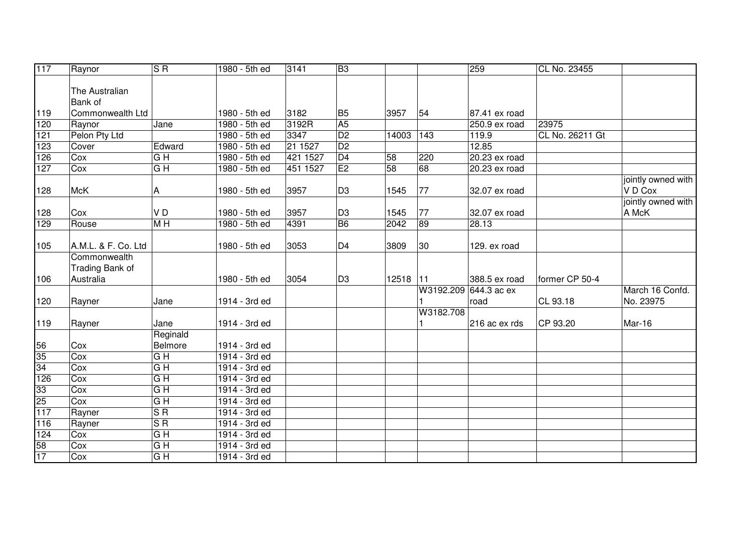| | | | | | | | | | | |
|---|---|---|---|---|---|---|---|---|---|---|
| 117 | Raynor | S R | 1980 - 5th ed | 3141 | B3 | | | 259 | CL No. 23455 | |
| 119 | The Australian Bank of Commonwealth Ltd | | 1980 - 5th ed | 3182 | B5 | 3957 | 54 | 87.41 ex road | | |
| 120 | Raynor | Jane | 1980 - 5th ed | 3192R | A5 | | | 250.9 ex road | 23975 | |
| 121 | Pelon Pty Ltd | | 1980 - 5th ed | 3347 | D2 | 14003 | 143 | 119.9 | CL No. 26211 Gt | |
| 123 | Cover | Edward | 1980 - 5th ed | 21 1527 | D2 | | | 12.85 | | |
| 126 | Cox | G H | 1980 - 5th ed | 421 1527 | D4 | 58 | 220 | 20.23 ex road | | |
| 127 | Cox | G H | 1980 - 5th ed | 451 1527 | E2 | 58 | 68 | 20.23 ex road | | |
| 128 | McK | A | 1980 - 5th ed | 3957 | D3 | 1545 | 77 | 32.07 ex road | | jointly owned with V D Cox |
| 128 | Cox | V D | 1980 - 5th ed | 3957 | D3 | 1545 | 77 | 32.07 ex road | | jointly owned with A McK |
| 129 | Rouse | M H | 1980 - 5th ed | 4391 | B6 | 2042 | 89 | 28.13 | | |
| 105 | A.M.L. & F. Co. Ltd | | 1980 - 5th ed | 3053 | D4 | 3809 | 30 | 129. ex road | | |
| 106 | Commonwealth Trading Bank of Australia | | 1980 - 5th ed | 3054 | D3 | 12518 | 11 | 388.5 ex road | former CP 50-4 | |
| 120 | Rayner | Jane | 1914 - 3rd ed | | | | W3192.209 1 | 644.3 ac ex road | CL 93.18 | March 16 Confd. No. 23975 |
| 119 | Rayner | Jane | 1914 - 3rd ed | | | | W3182.708 1 | 216 ac ex rds | CP 93.20 | Mar-16 |
| 56 | Cox | Reginald Belmore | 1914 - 3rd ed | | | | | | | |
| 35 | Cox | G H | 1914 - 3rd ed | | | | | | | |
| 34 | Cox | G H | 1914 - 3rd ed | | | | | | | |
| 126 | Cox | G H | 1914 - 3rd ed | | | | | | | |
| 33 | Cox | G H | 1914 - 3rd ed | | | | | | | |
| 25 | Cox | G H | 1914 - 3rd ed | | | | | | | |
| 117 | Rayner | S R | 1914 - 3rd ed | | | | | | | |
| 116 | Rayner | S R | 1914 - 3rd ed | | | | | | | |
| 124 | Cox | G H | 1914 - 3rd ed | | | | | | | |
| 58 | Cox | G H | 1914 - 3rd ed | | | | | | | |
| 17 | Cox | G H | 1914 - 3rd ed | | | | | | | |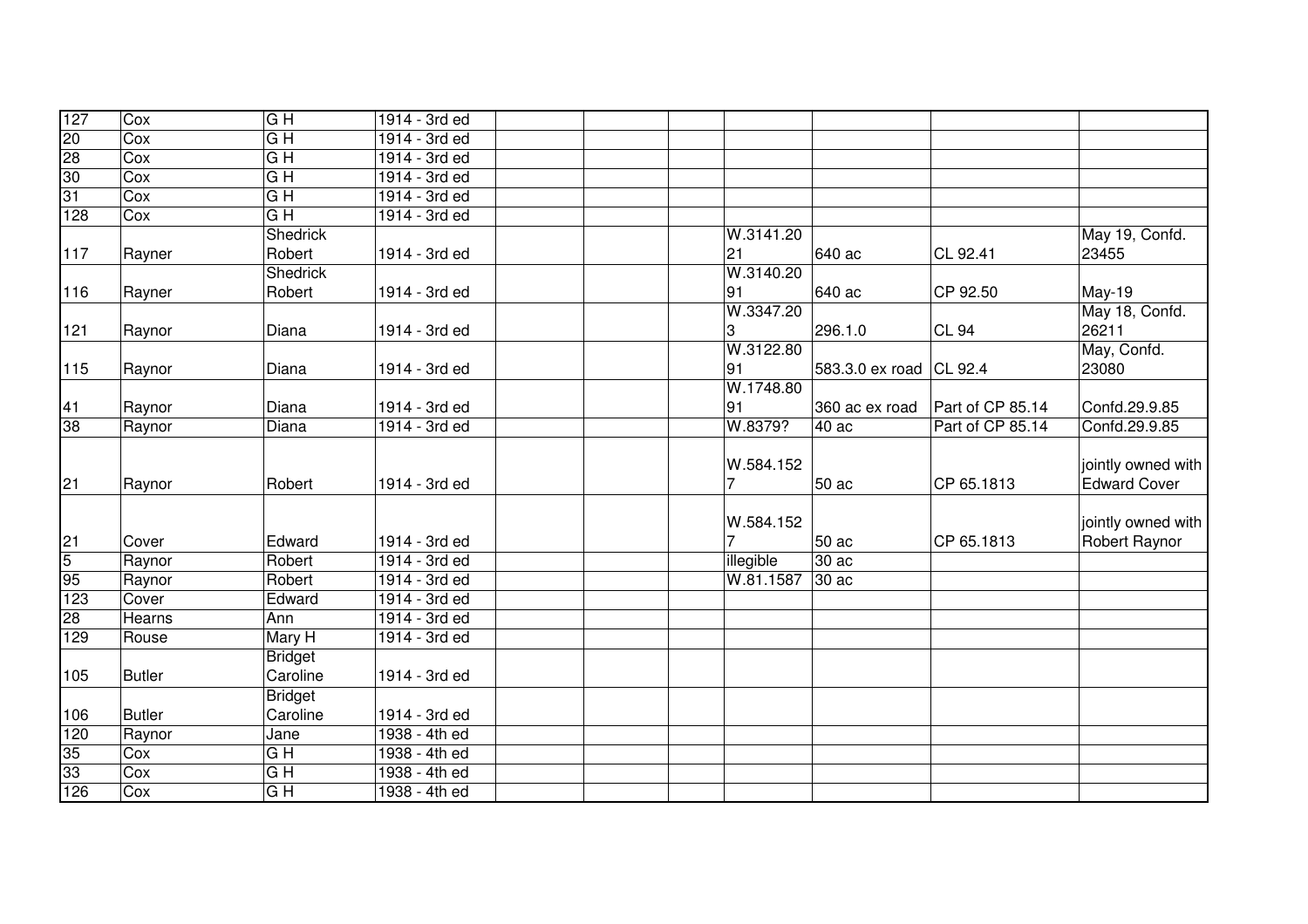| 127 | Cox | G H | 1914 - 3rd ed | | | | | | | |
|---|---|---|---|---|---|---|---|---|---|---|
| 20 | Cox | G H | 1914 - 3rd ed | | | | | | | |
| 28 | Cox | G H | 1914 - 3rd ed | | | | | | | |
| 30 | Cox | G H | 1914 - 3rd ed | | | | | | | |
| 31 | Cox | G H | 1914 - 3rd ed | | | | | | | |
| 128 | Cox | G H | 1914 - 3rd ed | | | | | | | |
| 117 | Rayner | Shedrick Robert | 1914 - 3rd ed | | | | W.3141.2021 | 640 ac | CL 92.41 | May 19, Confd. 23455 |
| 116 | Rayner | Shedrick Robert | 1914 - 3rd ed | | | | W.3140.2091 | 640 ac | CP 92.50 | May-19 |
| 121 | Raynor | Diana | 1914 - 3rd ed | | | | W.3347.203 | 296.1.0 | CL 94 | May 18, Confd. 26211 |
| 115 | Raynor | Diana | 1914 - 3rd ed | | | | W.3122.8091 | 583.3.0 ex road | CL 92.4 | May, Confd. 23080 |
| 41 | Raynor | Diana | 1914 - 3rd ed | | | | W.1748.8091 | 360 ac ex road | Part of CP 85.14 | Confd.29.9.85 |
| 38 | Raynor | Diana | 1914 - 3rd ed | | | | W.8379? | 40 ac | Part of CP 85.14 | Confd.29.9.85 |
| 21 | Raynor | Robert | 1914 - 3rd ed | | | | W.584.1527 | 50 ac | CP 65.1813 | jointly owned with Edward Cover |
| 21 | Cover | Edward | 1914 - 3rd ed | | | | W.584.1527 | 50 ac | CP 65.1813 | jointly owned with Robert Raynor |
| 5 | Raynor | Robert | 1914 - 3rd ed | | | | illegible | 30 ac | | |
| 95 | Raynor | Robert | 1914 - 3rd ed | | | | W.81.1587 | 30 ac | | |
| 123 | Cover | Edward | 1914 - 3rd ed | | | | | | | |
| 28 | Hearns | Ann | 1914 - 3rd ed | | | | | | | |
| 129 | Rouse | Mary H | 1914 - 3rd ed | | | | | | | |
| 105 | Butler | Bridget Caroline | 1914 - 3rd ed | | | | | | | |
| 106 | Butler | Bridget Caroline | 1914 - 3rd ed | | | | | | | |
| 120 | Raynor | Jane | 1938 - 4th ed | | | | | | | |
| 35 | Cox | G H | 1938 - 4th ed | | | | | | | |
| 33 | Cox | G H | 1938 - 4th ed | | | | | | | |
| 126 | Cox | G H | 1938 - 4th ed | | | | | | | |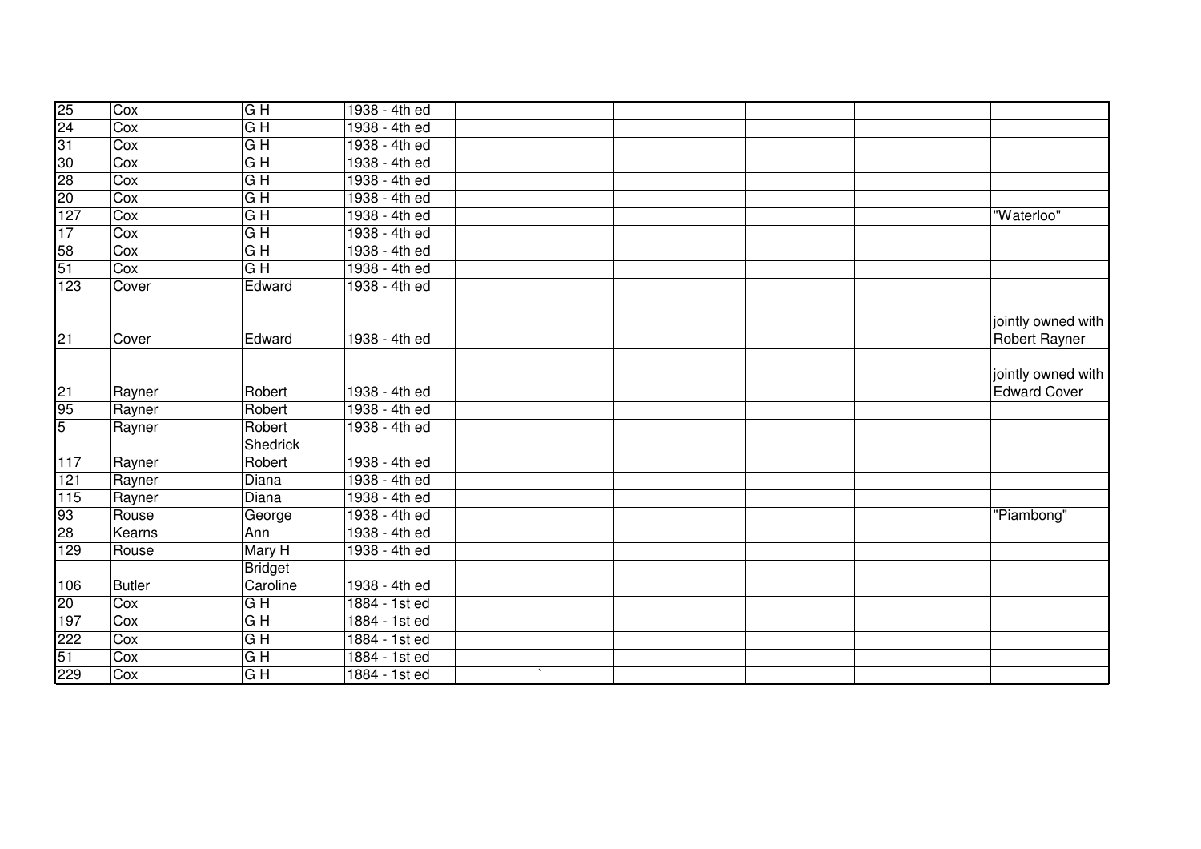| | | | | | | | | | | |
|---|---|---|---|---|---|---|---|---|---|---|
| 25 | Cox | G H | 1938 - 4th ed | | | | | | | |
| 24 | Cox | G H | 1938 - 4th ed | | | | | | | |
| 31 | Cox | G H | 1938 - 4th ed | | | | | | | |
| 30 | Cox | G H | 1938 - 4th ed | | | | | | | |
| 28 | Cox | G H | 1938 - 4th ed | | | | | | | |
| 20 | Cox | G H | 1938 - 4th ed | | | | | | | |
| 127 | Cox | G H | 1938 - 4th ed | | | | | | | "Waterloo" |
| 17 | Cox | G H | 1938 - 4th ed | | | | | | | |
| 58 | Cox | G H | 1938 - 4th ed | | | | | | | |
| 51 | Cox | G H | 1938 - 4th ed | | | | | | | |
| 123 | Cover | Edward | 1938 - 4th ed | | | | | | | |
| 21 | Cover | Edward | 1938 - 4th ed | | | | | | | jointly owned with Robert Rayner |
| 21 | Rayner | Robert | 1938 - 4th ed | | | | | | | jointly owned with Edward Cover |
| 95 | Rayner | Robert | 1938 - 4th ed | | | | | | | |
| 5 | Rayner | Robert | 1938 - 4th ed | | | | | | | |
| 117 | Rayner | Shedrick Robert | 1938 - 4th ed | | | | | | | |
| 121 | Rayner | Diana | 1938 - 4th ed | | | | | | | |
| 115 | Rayner | Diana | 1938 - 4th ed | | | | | | | |
| 93 | Rouse | George | 1938 - 4th ed | | | | | | | "Piambong" |
| 28 | Kearns | Ann | 1938 - 4th ed | | | | | | | |
| 129 | Rouse | Mary H | 1938 - 4th ed | | | | | | | |
| 106 | Butler | Bridget Caroline | 1938 - 4th ed | | | | | | | |
| 20 | Cox | G H | 1884 - 1st ed | | | | | | | |
| 197 | Cox | G H | 1884 - 1st ed | | | | | | | |
| 222 | Cox | G H | 1884 - 1st ed | | | | | | | |
| 51 | Cox | G H | 1884 - 1st ed | | | | | | | |
| 229 | Cox | G H | 1884 - 1st ed | | ` | | | | | |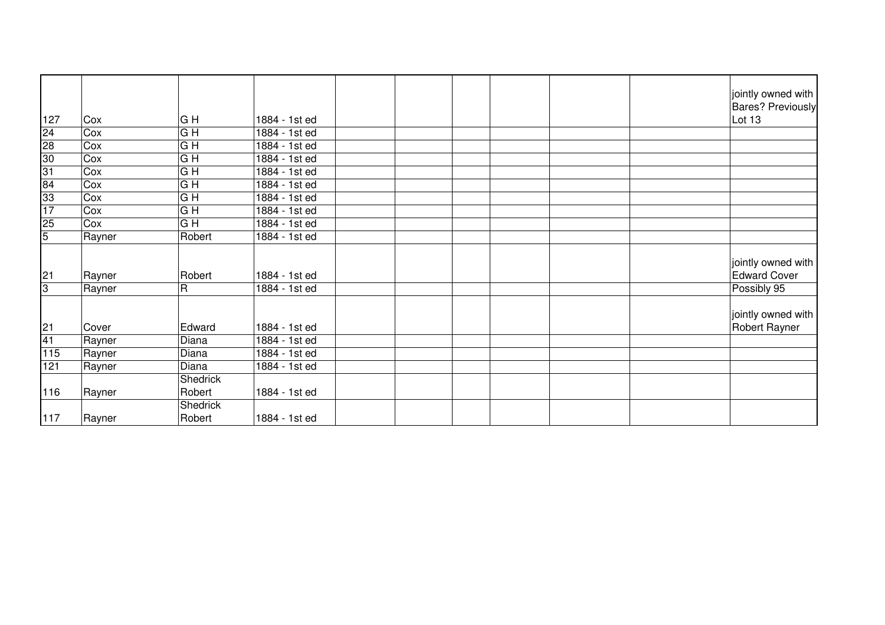| | | | | | | | | | | |
|---|---|---|---|---|---|---|---|---|---|---|
| 127 | Cox | G H | 1884 - 1st ed | | | | | | | jointly owned with Bares? Previously Lot 13 |
| 24 | Cox | G H | 1884 - 1st ed | | | | | | | |
| 28 | Cox | G H | 1884 - 1st ed | | | | | | | |
| 30 | Cox | G H | 1884 - 1st ed | | | | | | | |
| 31 | Cox | G H | 1884 - 1st ed | | | | | | | |
| 84 | Cox | G H | 1884 - 1st ed | | | | | | | |
| 33 | Cox | G H | 1884 - 1st ed | | | | | | | |
| 17 | Cox | G H | 1884 - 1st ed | | | | | | | |
| 25 | Cox | G H | 1884 - 1st ed | | | | | | | |
| 5 | Rayner | Robert | 1884 - 1st ed | | | | | | | |
| 21 | Rayner | Robert | 1884 - 1st ed | | | | | | | jointly owned with Edward Cover |
| 3 | Rayner | R | 1884 - 1st ed | | | | | | | Possibly 95 |
| 21 | Cover | Edward | 1884 - 1st ed | | | | | | | jointly owned with Robert Rayner |
| 41 | Rayner | Diana | 1884 - 1st ed | | | | | | | |
| 115 | Rayner | Diana | 1884 - 1st ed | | | | | | | |
| 121 | Rayner | Diana | 1884 - 1st ed | | | | | | | |
| 116 | Rayner | Shedrick Robert | 1884 - 1st ed | | | | | | | |
| 117 | Rayner | Shedrick Robert | 1884 - 1st ed | | | | | | | |